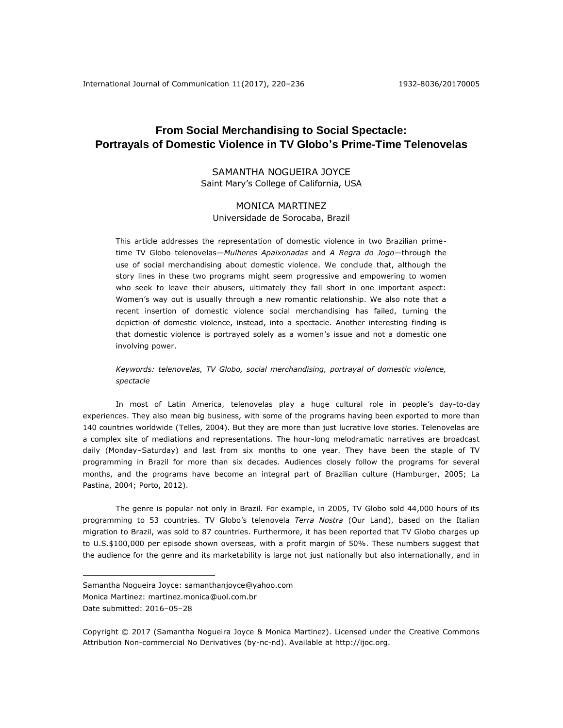# From Social Merchandising to Social Spectacle: Portrayals of Domestic Violence in TV Globo's Prime-Time Telenovelas

SAMANTHA NOGUEIRA JOYCE
Saint Mary's College of California, USA

MONICA MARTINEZ
Universidade de Sorocaba, Brazil

This article addresses the representation of domestic violence in two Brazilian prime-time TV Globo telenovelas—*Mulheres Apaixonadas* and *A Regra do Jogo*—through the use of social merchandising about domestic violence. We conclude that, although the story lines in these two programs might seem progressive and empowering to women who seek to leave their abusers, ultimately they fall short in one important aspect: Women's way out is usually through a new romantic relationship. We also note that a recent insertion of domestic violence social merchandising has failed, turning the depiction of domestic violence, instead, into a spectacle. Another interesting finding is that domestic violence is portrayed solely as a women's issue and not a domestic one involving power.

*Keywords: telenovelas, TV Globo, social merchandising, portrayal of domestic violence, spectacle*

In most of Latin America, telenovelas play a huge cultural role in people's day-to-day experiences. They also mean big business, with some of the programs having been exported to more than 140 countries worldwide (Telles, 2004). But they are more than just lucrative love stories. Telenovelas are a complex site of mediations and representations. The hour-long melodramatic narratives are broadcast daily (Monday–Saturday) and last from six months to one year. They have been the staple of TV programming in Brazil for more than six decades. Audiences closely follow the programs for several months, and the programs have become an integral part of Brazilian culture (Hamburger, 2005; La Pastina, 2004; Porto, 2012).

The genre is popular not only in Brazil. For example, in 2005, TV Globo sold 44,000 hours of its programming to 53 countries. TV Globo's telenovela *Terra Nostra* (Our Land), based on the Italian migration to Brazil, was sold to 87 countries. Furthermore, it has been reported that TV Globo charges up to U.S.$100,000 per episode shown overseas, with a profit margin of 50%. These numbers suggest that the audience for the genre and its marketability is large not just nationally but also internationally, and in

---

Samantha Nogueira Joyce: samanthanjoyce@yahoo.com
Monica Martinez: martinez.monica@uol.com.br
Date submitted: 2016–05–28

Copyright © 2017 (Samantha Nogueira Joyce & Monica Martinez). Licensed under the Creative Commons Attribution Non-commercial No Derivatives (by-nc-nd). Available at http://ijoc.org.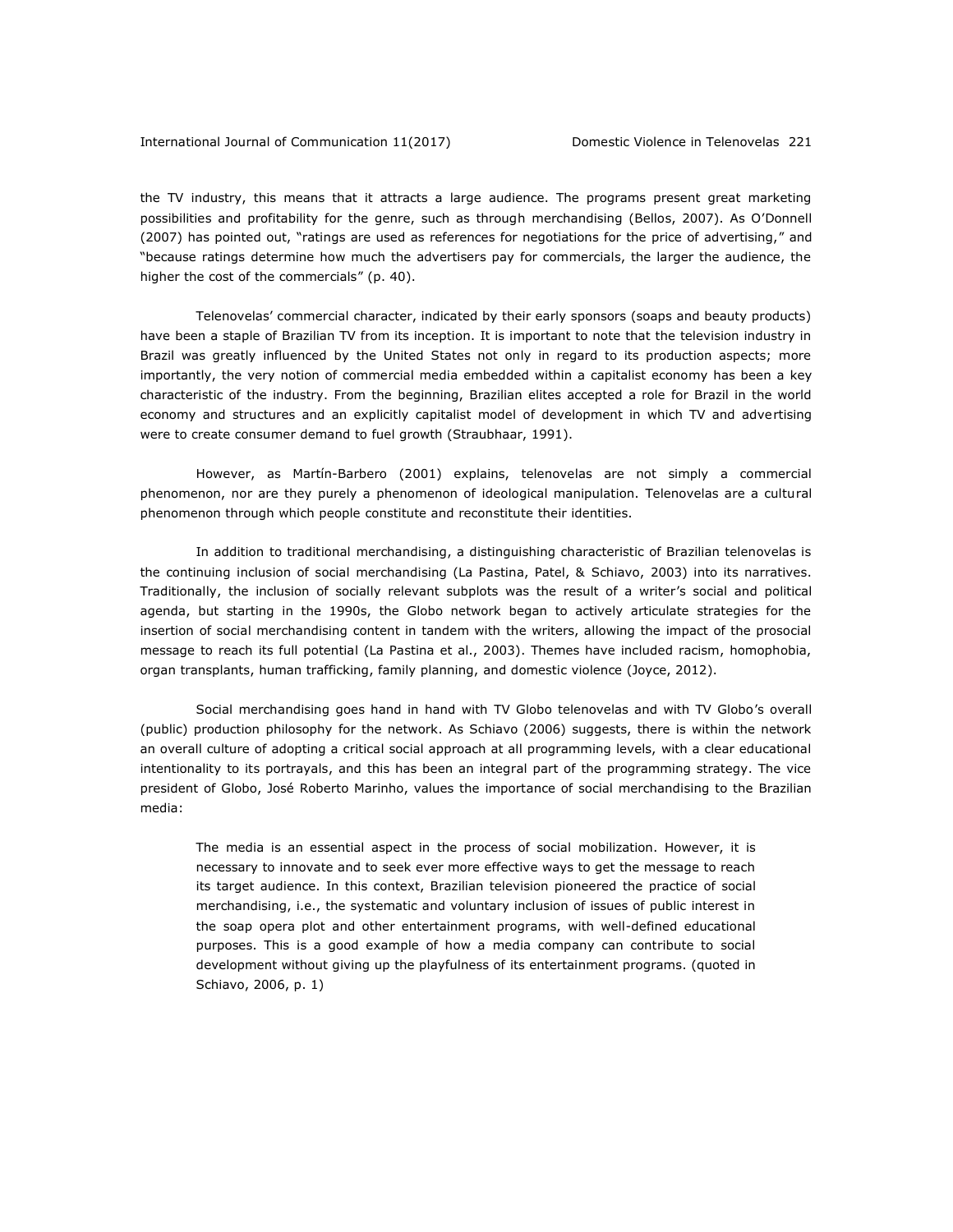the TV industry, this means that it attracts a large audience. The programs present great marketing possibilities and profitability for the genre, such as through merchandising (Bellos, 2007). As O'Donnell (2007) has pointed out, "ratings are used as references for negotiations for the price of advertising," and "because ratings determine how much the advertisers pay for commercials, the larger the audience, the higher the cost of the commercials" (p. 40).

Telenovelas' commercial character, indicated by their early sponsors (soaps and beauty products) have been a staple of Brazilian TV from its inception. It is important to note that the television industry in Brazil was greatly influenced by the United States not only in regard to its production aspects; more importantly, the very notion of commercial media embedded within a capitalist economy has been a key characteristic of the industry. From the beginning, Brazilian elites accepted a role for Brazil in the world economy and structures and an explicitly capitalist model of development in which TV and advertising were to create consumer demand to fuel growth (Straubhaar, 1991).

However, as Martín-Barbero (2001) explains, telenovelas are not simply a commercial phenomenon, nor are they purely a phenomenon of ideological manipulation. Telenovelas are a cultural phenomenon through which people constitute and reconstitute their identities.

In addition to traditional merchandising, a distinguishing characteristic of Brazilian telenovelas is the continuing inclusion of social merchandising (La Pastina, Patel, & Schiavo, 2003) into its narratives. Traditionally, the inclusion of socially relevant subplots was the result of a writer's social and political agenda, but starting in the 1990s, the Globo network began to actively articulate strategies for the insertion of social merchandising content in tandem with the writers, allowing the impact of the prosocial message to reach its full potential (La Pastina et al., 2003). Themes have included racism, homophobia, organ transplants, human trafficking, family planning, and domestic violence (Joyce, 2012).

Social merchandising goes hand in hand with TV Globo telenovelas and with TV Globo's overall (public) production philosophy for the network. As Schiavo (2006) suggests, there is within the network an overall culture of adopting a critical social approach at all programming levels, with a clear educational intentionality to its portrayals, and this has been an integral part of the programming strategy. The vice president of Globo, José Roberto Marinho, values the importance of social merchandising to the Brazilian media:

> The media is an essential aspect in the process of social mobilization. However, it is necessary to innovate and to seek ever more effective ways to get the message to reach its target audience. In this context, Brazilian television pioneered the practice of social merchandising, i.e., the systematic and voluntary inclusion of issues of public interest in the soap opera plot and other entertainment programs, with well-defined educational purposes. This is a good example of how a media company can contribute to social development without giving up the playfulness of its entertainment programs. (quoted in Schiavo, 2006, p. 1)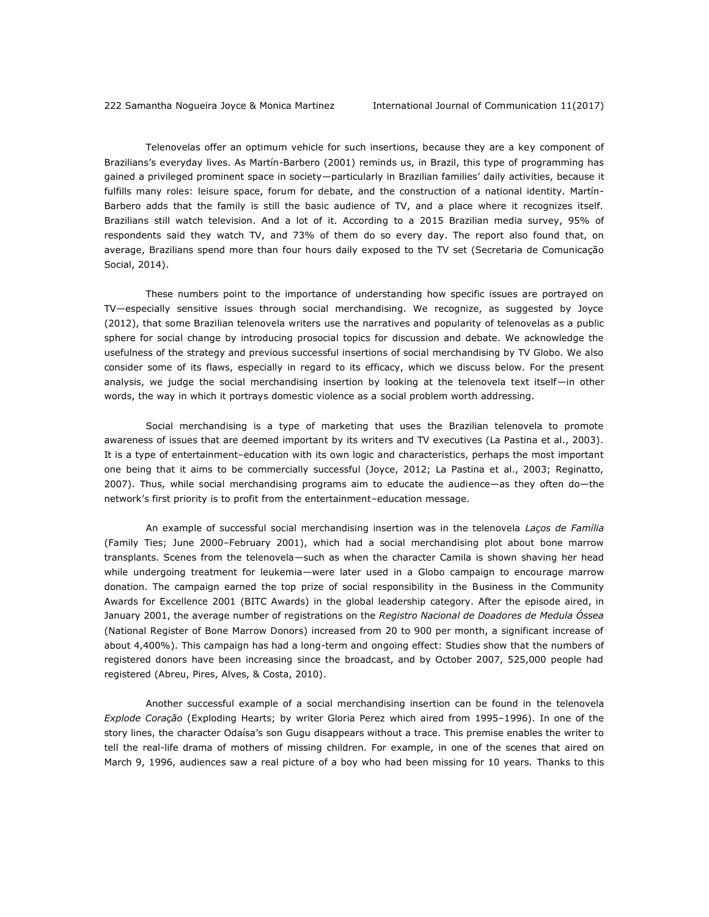Telenovelas offer an optimum vehicle for such insertions, because they are a key component of Brazilians's everyday lives. As Martín-Barbero (2001) reminds us, in Brazil, this type of programming has gained a privileged prominent space in society—particularly in Brazilian families' daily activities, because it fulfills many roles: leisure space, forum for debate, and the construction of a national identity. Martín-Barbero adds that the family is still the basic audience of TV, and a place where it recognizes itself. Brazilians still watch television. And a lot of it. According to a 2015 Brazilian media survey, 95% of respondents said they watch TV, and 73% of them do so every day. The report also found that, on average, Brazilians spend more than four hours daily exposed to the TV set (Secretaria de Comunicação Social, 2014).

These numbers point to the importance of understanding how specific issues are portrayed on TV—especially sensitive issues through social merchandising. We recognize, as suggested by Joyce (2012), that some Brazilian telenovela writers use the narratives and popularity of telenovelas as a public sphere for social change by introducing prosocial topics for discussion and debate. We acknowledge the usefulness of the strategy and previous successful insertions of social merchandising by TV Globo. We also consider some of its flaws, especially in regard to its efficacy, which we discuss below. For the present analysis, we judge the social merchandising insertion by looking at the telenovela text itself—in other words, the way in which it portrays domestic violence as a social problem worth addressing.

Social merchandising is a type of marketing that uses the Brazilian telenovela to promote awareness of issues that are deemed important by its writers and TV executives (La Pastina et al., 2003). It is a type of entertainment–education with its own logic and characteristics, perhaps the most important one being that it aims to be commercially successful (Joyce, 2012; La Pastina et al., 2003; Reginatto, 2007). Thus, while social merchandising programs aim to educate the audience—as they often do—the network's first priority is to profit from the entertainment–education message.

An example of successful social merchandising insertion was in the telenovela *Laços de Família* (Family Ties; June 2000–February 2001), which had a social merchandising plot about bone marrow transplants. Scenes from the telenovela—such as when the character Camila is shown shaving her head while undergoing treatment for leukemia—were later used in a Globo campaign to encourage marrow donation. The campaign earned the top prize of social responsibility in the Business in the Community Awards for Excellence 2001 (BITC Awards) in the global leadership category. After the episode aired, in January 2001, the average number of registrations on the *Registro Nacional de Doadores de Medula Óssea* (National Register of Bone Marrow Donors) increased from 20 to 900 per month, a significant increase of about 4,400%). This campaign has had a long-term and ongoing effect: Studies show that the numbers of registered donors have been increasing since the broadcast, and by October 2007, 525,000 people had registered (Abreu, Pires, Alves, & Costa, 2010).

Another successful example of a social merchandising insertion can be found in the telenovela *Explode Coração* (Exploding Hearts; by writer Gloria Perez which aired from 1995–1996). In one of the story lines, the character Odaísa's son Gugu disappears without a trace. This premise enables the writer to tell the real-life drama of mothers of missing children. For example, in one of the scenes that aired on March 9, 1996, audiences saw a real picture of a boy who had been missing for 10 years. Thanks to this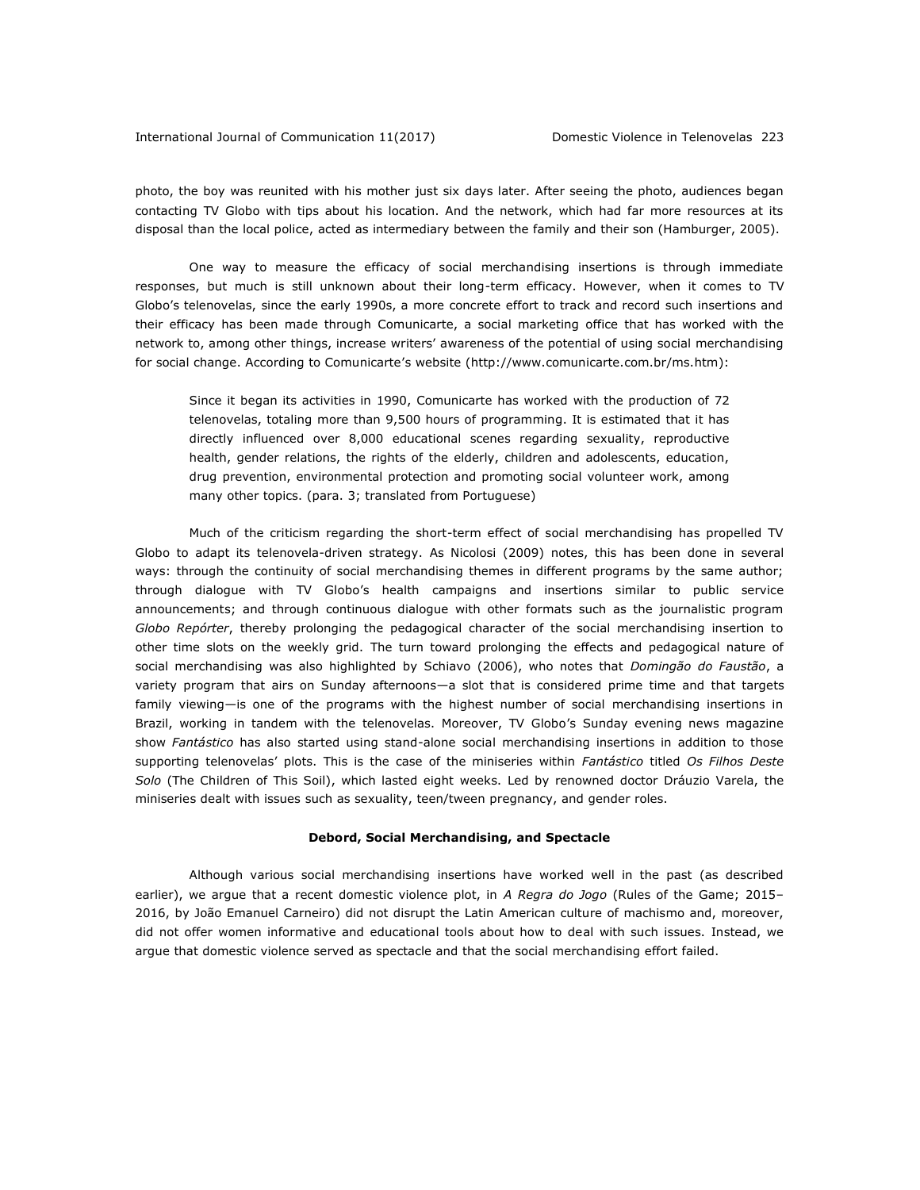photo, the boy was reunited with his mother just six days later. After seeing the photo, audiences began contacting TV Globo with tips about his location. And the network, which had far more resources at its disposal than the local police, acted as intermediary between the family and their son (Hamburger, 2005).

One way to measure the efficacy of social merchandising insertions is through immediate responses, but much is still unknown about their long-term efficacy. However, when it comes to TV Globo's telenovelas, since the early 1990s, a more concrete effort to track and record such insertions and their efficacy has been made through Comunicarte, a social marketing office that has worked with the network to, among other things, increase writers' awareness of the potential of using social merchandising for social change. According to Comunicarte's website (http://www.comunicarte.com.br/ms.htm):

> Since it began its activities in 1990, Comunicarte has worked with the production of 72 telenovelas, totaling more than 9,500 hours of programming. It is estimated that it has directly influenced over 8,000 educational scenes regarding sexuality, reproductive health, gender relations, the rights of the elderly, children and adolescents, education, drug prevention, environmental protection and promoting social volunteer work, among many other topics. (para. 3; translated from Portuguese)

Much of the criticism regarding the short-term effect of social merchandising has propelled TV Globo to adapt its telenovela-driven strategy. As Nicolosi (2009) notes, this has been done in several ways: through the continuity of social merchandising themes in different programs by the same author; through dialogue with TV Globo's health campaigns and insertions similar to public service announcements; and through continuous dialogue with other formats such as the journalistic program *Globo Repórter*, thereby prolonging the pedagogical character of the social merchandising insertion to other time slots on the weekly grid. The turn toward prolonging the effects and pedagogical nature of social merchandising was also highlighted by Schiavo (2006), who notes that *Domingão do Faustão*, a variety program that airs on Sunday afternoons—a slot that is considered prime time and that targets family viewing—is one of the programs with the highest number of social merchandising insertions in Brazil, working in tandem with the telenovelas. Moreover, TV Globo's Sunday evening news magazine show *Fantástico* has also started using stand-alone social merchandising insertions in addition to those supporting telenovelas' plots. This is the case of the miniseries within *Fantástico* titled *Os Filhos Deste Solo* (The Children of This Soil), which lasted eight weeks. Led by renowned doctor Dráuzio Varela, the miniseries dealt with issues such as sexuality, teen/tween pregnancy, and gender roles.

## Debord, Social Merchandising, and Spectacle

Although various social merchandising insertions have worked well in the past (as described earlier), we argue that a recent domestic violence plot, in *A Regra do Jogo* (Rules of the Game; 2015–2016, by João Emanuel Carneiro) did not disrupt the Latin American culture of machismo and, moreover, did not offer women informative and educational tools about how to deal with such issues. Instead, we argue that domestic violence served as spectacle and that the social merchandising effort failed.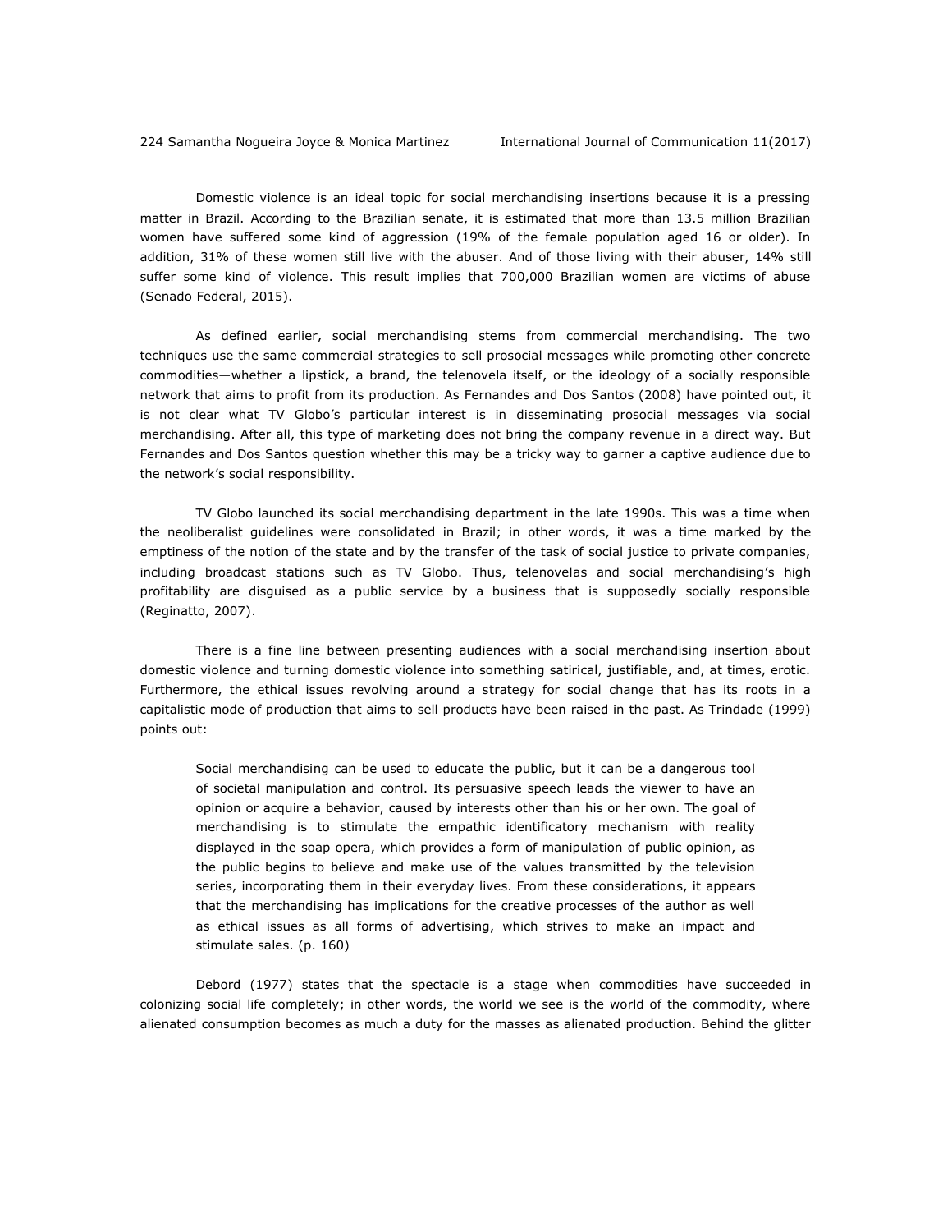Domestic violence is an ideal topic for social merchandising insertions because it is a pressing matter in Brazil. According to the Brazilian senate, it is estimated that more than 13.5 million Brazilian women have suffered some kind of aggression (19% of the female population aged 16 or older). In addition, 31% of these women still live with the abuser. And of those living with their abuser, 14% still suffer some kind of violence. This result implies that 700,000 Brazilian women are victims of abuse (Senado Federal, 2015).

As defined earlier, social merchandising stems from commercial merchandising. The two techniques use the same commercial strategies to sell prosocial messages while promoting other concrete commodities—whether a lipstick, a brand, the telenovela itself, or the ideology of a socially responsible network that aims to profit from its production. As Fernandes and Dos Santos (2008) have pointed out, it is not clear what TV Globo's particular interest is in disseminating prosocial messages via social merchandising. After all, this type of marketing does not bring the company revenue in a direct way. But Fernandes and Dos Santos question whether this may be a tricky way to garner a captive audience due to the network's social responsibility.

TV Globo launched its social merchandising department in the late 1990s. This was a time when the neoliberalist guidelines were consolidated in Brazil; in other words, it was a time marked by the emptiness of the notion of the state and by the transfer of the task of social justice to private companies, including broadcast stations such as TV Globo. Thus, telenovelas and social merchandising's high profitability are disguised as a public service by a business that is supposedly socially responsible (Reginatto, 2007).

There is a fine line between presenting audiences with a social merchandising insertion about domestic violence and turning domestic violence into something satirical, justifiable, and, at times, erotic. Furthermore, the ethical issues revolving around a strategy for social change that has its roots in a capitalistic mode of production that aims to sell products have been raised in the past. As Trindade (1999) points out:

> Social merchandising can be used to educate the public, but it can be a dangerous tool of societal manipulation and control. Its persuasive speech leads the viewer to have an opinion or acquire a behavior, caused by interests other than his or her own. The goal of merchandising is to stimulate the empathic identificatory mechanism with reality displayed in the soap opera, which provides a form of manipulation of public opinion, as the public begins to believe and make use of the values transmitted by the television series, incorporating them in their everyday lives. From these considerations, it appears that the merchandising has implications for the creative processes of the author as well as ethical issues as all forms of advertising, which strives to make an impact and stimulate sales. (p. 160)

Debord (1977) states that the spectacle is a stage when commodities have succeeded in colonizing social life completely; in other words, the world we see is the world of the commodity, where alienated consumption becomes as much a duty for the masses as alienated production. Behind the glitter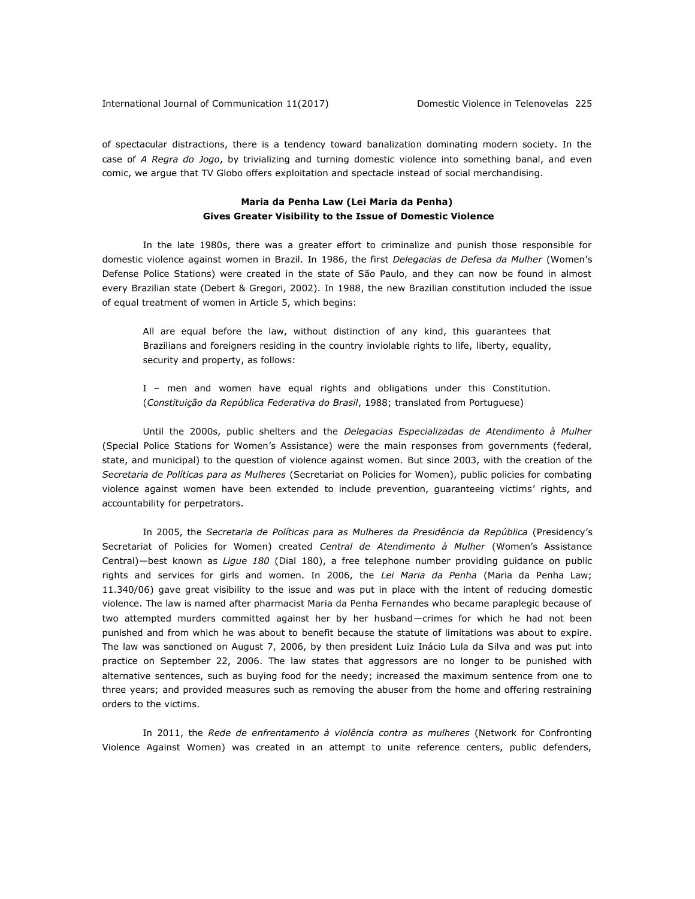of spectacular distractions, there is a tendency toward banalization dominating modern society. In the case of *A Regra do Jogo*, by trivializing and turning domestic violence into something banal, and even comic, we argue that TV Globo offers exploitation and spectacle instead of social merchandising.

## Maria da Penha Law (Lei Maria da Penha) Gives Greater Visibility to the Issue of Domestic Violence

In the late 1980s, there was a greater effort to criminalize and punish those responsible for domestic violence against women in Brazil. In 1986, the first *Delegacias de Defesa da Mulher* (Women's Defense Police Stations) were created in the state of São Paulo, and they can now be found in almost every Brazilian state (Debert & Gregori, 2002). In 1988, the new Brazilian constitution included the issue of equal treatment of women in Article 5, which begins:

> All are equal before the law, without distinction of any kind, this guarantees that Brazilians and foreigners residing in the country inviolable rights to life, liberty, equality, security and property, as follows:
>
> I – men and women have equal rights and obligations under this Constitution. (*Constituição da República Federativa do Brasil*, 1988; translated from Portuguese)

Until the 2000s, public shelters and the *Delegacias Especializadas de Atendimento à Mulher* (Special Police Stations for Women's Assistance) were the main responses from governments (federal, state, and municipal) to the question of violence against women. But since 2003, with the creation of the *Secretaria de Políticas para as Mulheres* (Secretariat on Policies for Women), public policies for combating violence against women have been extended to include prevention, guaranteeing victims' rights, and accountability for perpetrators.

In 2005, the *Secretaria de Políticas para as Mulheres da Presidência da República* (Presidency's Secretariat of Policies for Women) created *Central de Atendimento à Mulher* (Women's Assistance Central)—best known as *Ligue 180* (Dial 180), a free telephone number providing guidance on public rights and services for girls and women. In 2006, the *Lei Maria da Penha* (Maria da Penha Law; 11.340/06) gave great visibility to the issue and was put in place with the intent of reducing domestic violence. The law is named after pharmacist Maria da Penha Fernandes who became paraplegic because of two attempted murders committed against her by her husband—crimes for which he had not been punished and from which he was about to benefit because the statute of limitations was about to expire. The law was sanctioned on August 7, 2006, by then president Luiz Inácio Lula da Silva and was put into practice on September 22, 2006. The law states that aggressors are no longer to be punished with alternative sentences, such as buying food for the needy; increased the maximum sentence from one to three years; and provided measures such as removing the abuser from the home and offering restraining orders to the victims.

In 2011, the *Rede de enfrentamento à violência contra as mulheres* (Network for Confronting Violence Against Women) was created in an attempt to unite reference centers, public defenders,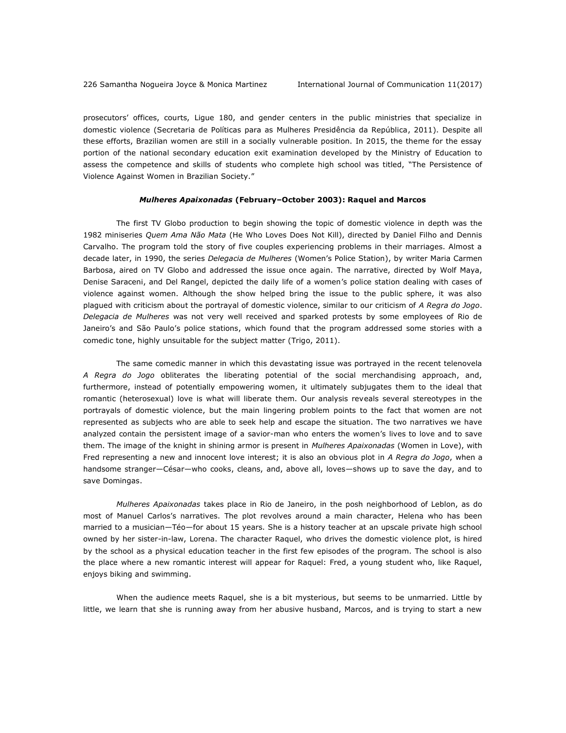prosecutors' offices, courts, Ligue 180, and gender centers in the public ministries that specialize in domestic violence (Secretaria de Políticas para as Mulheres Presidência da República, 2011). Despite all these efforts, Brazilian women are still in a socially vulnerable position. In 2015, the theme for the essay portion of the national secondary education exit examination developed by the Ministry of Education to assess the competence and skills of students who complete high school was titled, "The Persistence of Violence Against Women in Brazilian Society."

### *Mulheres Apaixonadas* (February–October 2003): Raquel and Marcos

The first TV Globo production to begin showing the topic of domestic violence in depth was the 1982 miniseries *Quem Ama Não Mata* (He Who Loves Does Not Kill), directed by Daniel Filho and Dennis Carvalho. The program told the story of five couples experiencing problems in their marriages. Almost a decade later, in 1990, the series *Delegacia de Mulheres* (Women's Police Station), by writer Maria Carmen Barbosa, aired on TV Globo and addressed the issue once again. The narrative, directed by Wolf Maya, Denise Saraceni, and Del Rangel, depicted the daily life of a women's police station dealing with cases of violence against women. Although the show helped bring the issue to the public sphere, it was also plagued with criticism about the portrayal of domestic violence, similar to our criticism of *A Regra do Jogo*. *Delegacia de Mulheres* was not very well received and sparked protests by some employees of Rio de Janeiro's and São Paulo's police stations, which found that the program addressed some stories with a comedic tone, highly unsuitable for the subject matter (Trigo, 2011).

The same comedic manner in which this devastating issue was portrayed in the recent telenovela *A Regra do Jogo* obliterates the liberating potential of the social merchandising approach, and, furthermore, instead of potentially empowering women, it ultimately subjugates them to the ideal that romantic (heterosexual) love is what will liberate them. Our analysis reveals several stereotypes in the portrayals of domestic violence, but the main lingering problem points to the fact that women are not represented as subjects who are able to seek help and escape the situation. The two narratives we have analyzed contain the persistent image of a savior-man who enters the women's lives to love and to save them. The image of the knight in shining armor is present in *Mulheres Apaixonadas* (Women in Love), with Fred representing a new and innocent love interest; it is also an obvious plot in *A Regra do Jogo*, when a handsome stranger—César—who cooks, cleans, and, above all, loves—shows up to save the day, and to save Domingas.

*Mulheres Apaixonadas* takes place in Rio de Janeiro, in the posh neighborhood of Leblon, as do most of Manuel Carlos's narratives. The plot revolves around a main character, Helena who has been married to a musician—Téo—for about 15 years. She is a history teacher at an upscale private high school owned by her sister-in-law, Lorena. The character Raquel, who drives the domestic violence plot, is hired by the school as a physical education teacher in the first few episodes of the program. The school is also the place where a new romantic interest will appear for Raquel: Fred, a young student who, like Raquel, enjoys biking and swimming.

When the audience meets Raquel, she is a bit mysterious, but seems to be unmarried. Little by little, we learn that she is running away from her abusive husband, Marcos, and is trying to start a new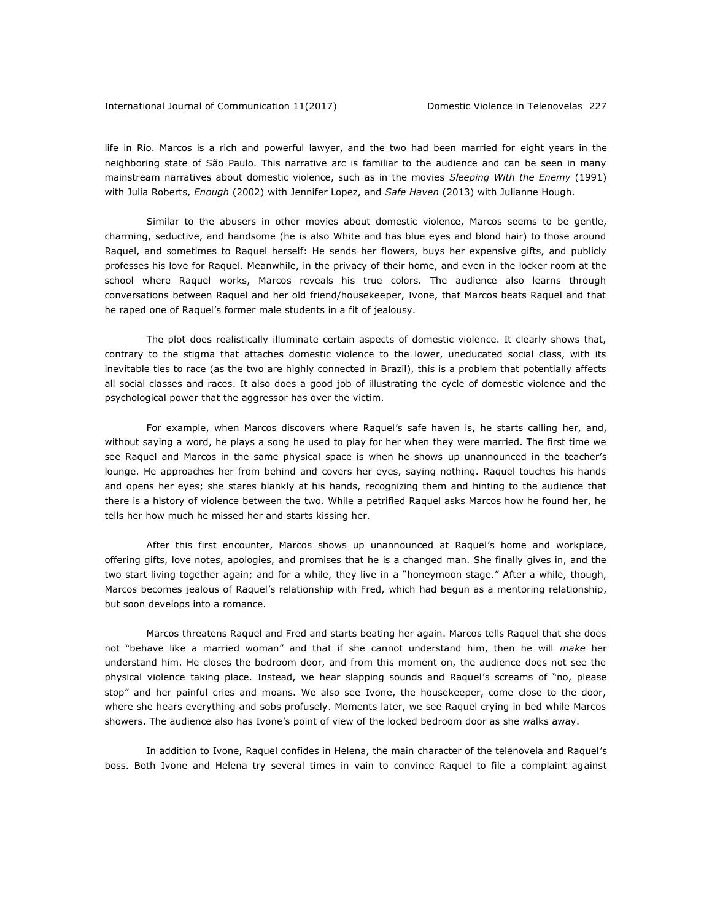life in Rio. Marcos is a rich and powerful lawyer, and the two had been married for eight years in the neighboring state of São Paulo. This narrative arc is familiar to the audience and can be seen in many mainstream narratives about domestic violence, such as in the movies *Sleeping With the Enemy* (1991) with Julia Roberts, *Enough* (2002) with Jennifer Lopez, and *Safe Haven* (2013) with Julianne Hough.

Similar to the abusers in other movies about domestic violence, Marcos seems to be gentle, charming, seductive, and handsome (he is also White and has blue eyes and blond hair) to those around Raquel, and sometimes to Raquel herself: He sends her flowers, buys her expensive gifts, and publicly professes his love for Raquel. Meanwhile, in the privacy of their home, and even in the locker room at the school where Raquel works, Marcos reveals his true colors. The audience also learns through conversations between Raquel and her old friend/housekeeper, Ivone, that Marcos beats Raquel and that he raped one of Raquel's former male students in a fit of jealousy.

The plot does realistically illuminate certain aspects of domestic violence. It clearly shows that, contrary to the stigma that attaches domestic violence to the lower, uneducated social class, with its inevitable ties to race (as the two are highly connected in Brazil), this is a problem that potentially affects all social classes and races. It also does a good job of illustrating the cycle of domestic violence and the psychological power that the aggressor has over the victim.

For example, when Marcos discovers where Raquel's safe haven is, he starts calling her, and, without saying a word, he plays a song he used to play for her when they were married. The first time we see Raquel and Marcos in the same physical space is when he shows up unannounced in the teacher's lounge. He approaches her from behind and covers her eyes, saying nothing. Raquel touches his hands and opens her eyes; she stares blankly at his hands, recognizing them and hinting to the audience that there is a history of violence between the two. While a petrified Raquel asks Marcos how he found her, he tells her how much he missed her and starts kissing her.

After this first encounter, Marcos shows up unannounced at Raquel's home and workplace, offering gifts, love notes, apologies, and promises that he is a changed man. She finally gives in, and the two start living together again; and for a while, they live in a "honeymoon stage." After a while, though, Marcos becomes jealous of Raquel's relationship with Fred, which had begun as a mentoring relationship, but soon develops into a romance.

Marcos threatens Raquel and Fred and starts beating her again. Marcos tells Raquel that she does not "behave like a married woman" and that if she cannot understand him, then he will *make* her understand him. He closes the bedroom door, and from this moment on, the audience does not see the physical violence taking place. Instead, we hear slapping sounds and Raquel's screams of "no, please stop" and her painful cries and moans. We also see Ivone, the housekeeper, come close to the door, where she hears everything and sobs profusely. Moments later, we see Raquel crying in bed while Marcos showers. The audience also has Ivone's point of view of the locked bedroom door as she walks away.

In addition to Ivone, Raquel confides in Helena, the main character of the telenovela and Raquel's boss. Both Ivone and Helena try several times in vain to convince Raquel to file a complaint against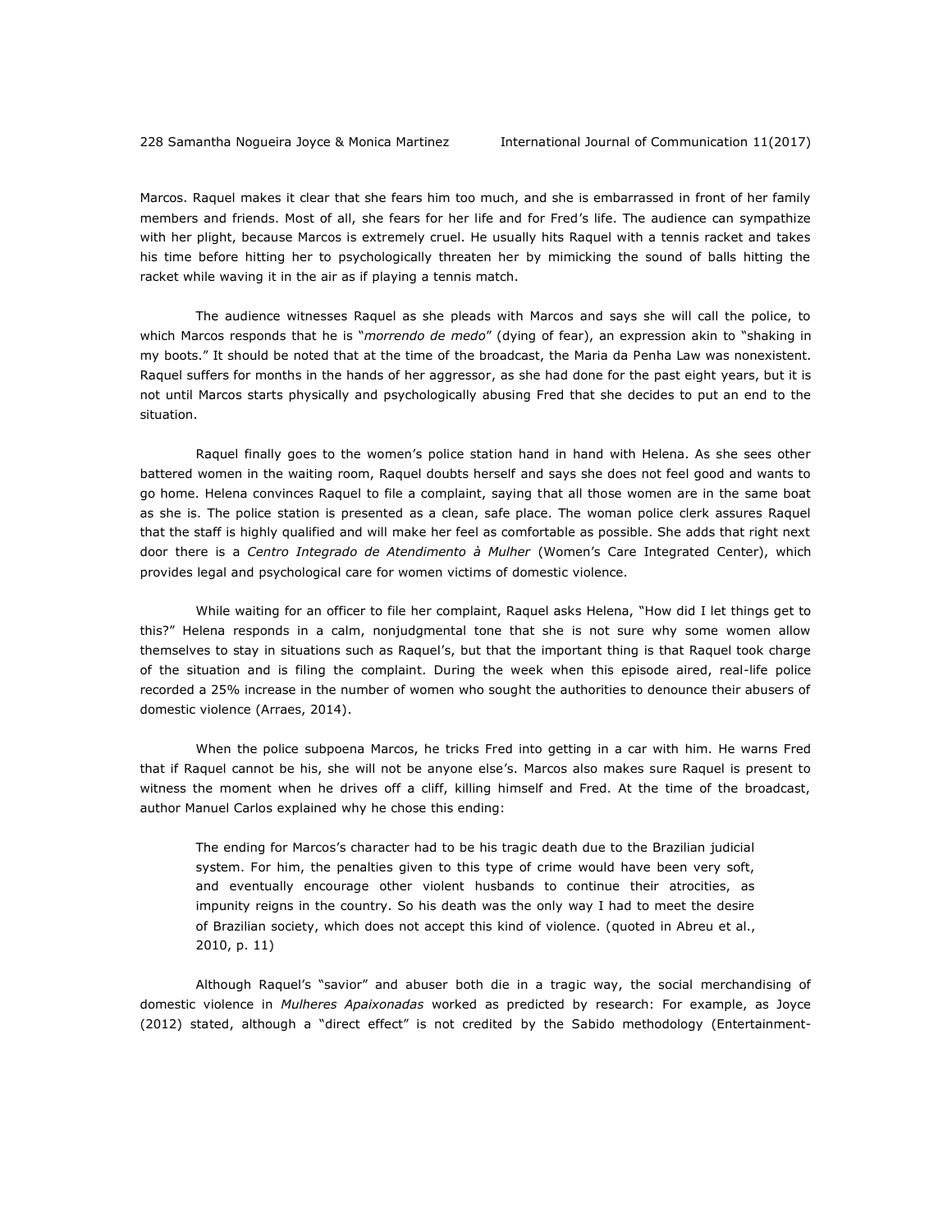Marcos. Raquel makes it clear that she fears him too much, and she is embarrassed in front of her family members and friends. Most of all, she fears for her life and for Fred's life. The audience can sympathize with her plight, because Marcos is extremely cruel. He usually hits Raquel with a tennis racket and takes his time before hitting her to psychologically threaten her by mimicking the sound of balls hitting the racket while waving it in the air as if playing a tennis match.

The audience witnesses Raquel as she pleads with Marcos and says she will call the police, to which Marcos responds that he is "*morrendo de medo*" (dying of fear), an expression akin to "shaking in my boots." It should be noted that at the time of the broadcast, the Maria da Penha Law was nonexistent. Raquel suffers for months in the hands of her aggressor, as she had done for the past eight years, but it is not until Marcos starts physically and psychologically abusing Fred that she decides to put an end to the situation.

Raquel finally goes to the women's police station hand in hand with Helena. As she sees other battered women in the waiting room, Raquel doubts herself and says she does not feel good and wants to go home. Helena convinces Raquel to file a complaint, saying that all those women are in the same boat as she is. The police station is presented as a clean, safe place. The woman police clerk assures Raquel that the staff is highly qualified and will make her feel as comfortable as possible. She adds that right next door there is a *Centro Integrado de Atendimento à Mulher* (Women's Care Integrated Center), which provides legal and psychological care for women victims of domestic violence.

While waiting for an officer to file her complaint, Raquel asks Helena, "How did I let things get to this?" Helena responds in a calm, nonjudgmental tone that she is not sure why some women allow themselves to stay in situations such as Raquel's, but that the important thing is that Raquel took charge of the situation and is filing the complaint. During the week when this episode aired, real-life police recorded a 25% increase in the number of women who sought the authorities to denounce their abusers of domestic violence (Arraes, 2014).

When the police subpoena Marcos, he tricks Fred into getting in a car with him. He warns Fred that if Raquel cannot be his, she will not be anyone else's. Marcos also makes sure Raquel is present to witness the moment when he drives off a cliff, killing himself and Fred. At the time of the broadcast, author Manuel Carlos explained why he chose this ending:

> The ending for Marcos's character had to be his tragic death due to the Brazilian judicial system. For him, the penalties given to this type of crime would have been very soft, and eventually encourage other violent husbands to continue their atrocities, as impunity reigns in the country. So his death was the only way I had to meet the desire of Brazilian society, which does not accept this kind of violence. (quoted in Abreu et al., 2010, p. 11)

Although Raquel's "savior" and abuser both die in a tragic way, the social merchandising of domestic violence in *Mulheres Apaixonadas* worked as predicted by research: For example, as Joyce (2012) stated, although a "direct effect" is not credited by the Sabido methodology (Entertainment-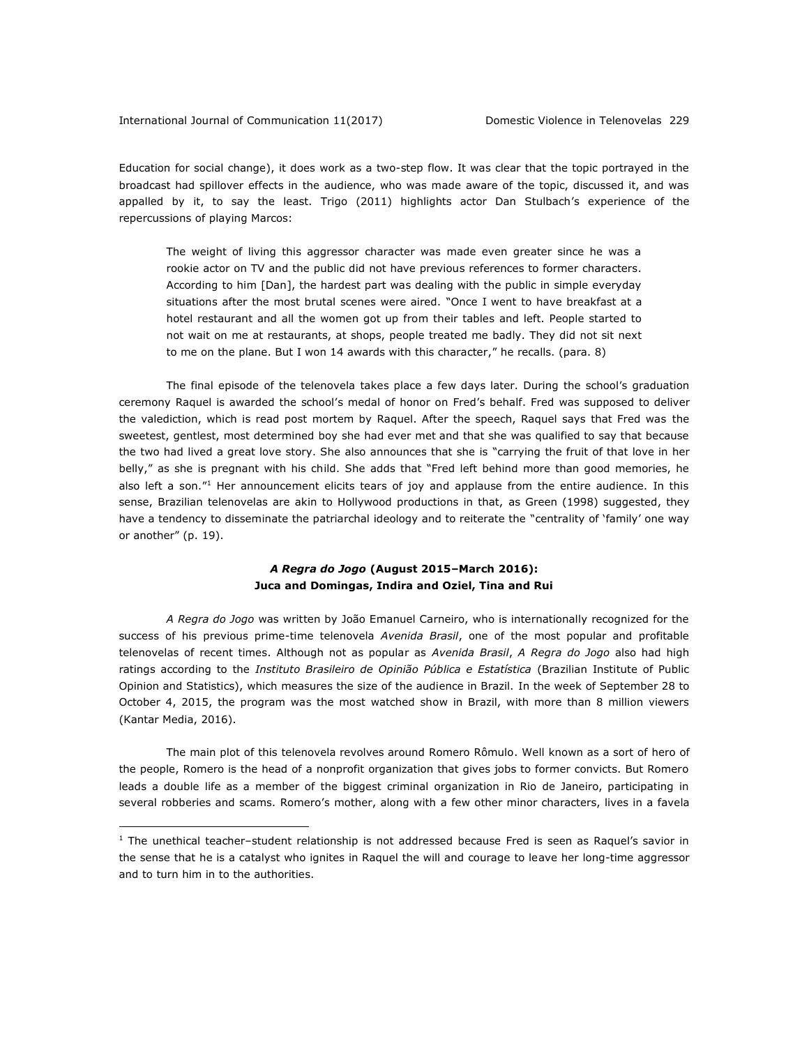Education for social change), it does work as a two-step flow. It was clear that the topic portrayed in the broadcast had spillover effects in the audience, who was made aware of the topic, discussed it, and was appalled by it, to say the least. Trigo (2011) highlights actor Dan Stulbach's experience of the repercussions of playing Marcos:

> The weight of living this aggressor character was made even greater since he was a rookie actor on TV and the public did not have previous references to former characters. According to him [Dan], the hardest part was dealing with the public in simple everyday situations after the most brutal scenes were aired. "Once I went to have breakfast at a hotel restaurant and all the women got up from their tables and left. People started to not wait on me at restaurants, at shops, people treated me badly. They did not sit next to me on the plane. But I won 14 awards with this character," he recalls. (para. 8)

The final episode of the telenovela takes place a few days later. During the school's graduation ceremony Raquel is awarded the school's medal of honor on Fred's behalf. Fred was supposed to deliver the valediction, which is read post mortem by Raquel. After the speech, Raquel says that Fred was the sweetest, gentlest, most determined boy she had ever met and that she was qualified to say that because the two had lived a great love story. She also announces that she is "carrying the fruit of that love in her belly," as she is pregnant with his child. She adds that "Fred left behind more than good memories, he also left a son."[1] Her announcement elicits tears of joy and applause from the entire audience. In this sense, Brazilian telenovelas are akin to Hollywood productions in that, as Green (1998) suggested, they have a tendency to disseminate the patriarchal ideology and to reiterate the "centrality of 'family' one way or another" (p. 19).

## *A Regra do Jogo* (August 2015–March 2016): Juca and Domingas, Indira and Oziel, Tina and Rui

*A Regra do Jogo* was written by João Emanuel Carneiro, who is internationally recognized for the success of his previous prime-time telenovela *Avenida Brasil*, one of the most popular and profitable telenovelas of recent times. Although not as popular as *Avenida Brasil*, *A Regra do Jogo* also had high ratings according to the *Instituto Brasileiro de Opinião Pública e Estatística* (Brazilian Institute of Public Opinion and Statistics), which measures the size of the audience in Brazil. In the week of September 28 to October 4, 2015, the program was the most watched show in Brazil, with more than 8 million viewers (Kantar Media, 2016).

The main plot of this telenovela revolves around Romero Rômulo. Well known as a sort of hero of the people, Romero is the head of a nonprofit organization that gives jobs to former convicts. But Romero leads a double life as a member of the biggest criminal organization in Rio de Janeiro, participating in several robberies and scams. Romero's mother, along with a few other minor characters, lives in a favela

[1] The unethical teacher–student relationship is not addressed because Fred is seen as Raquel's savior in the sense that he is a catalyst who ignites in Raquel the will and courage to leave her long-time aggressor and to turn him in to the authorities.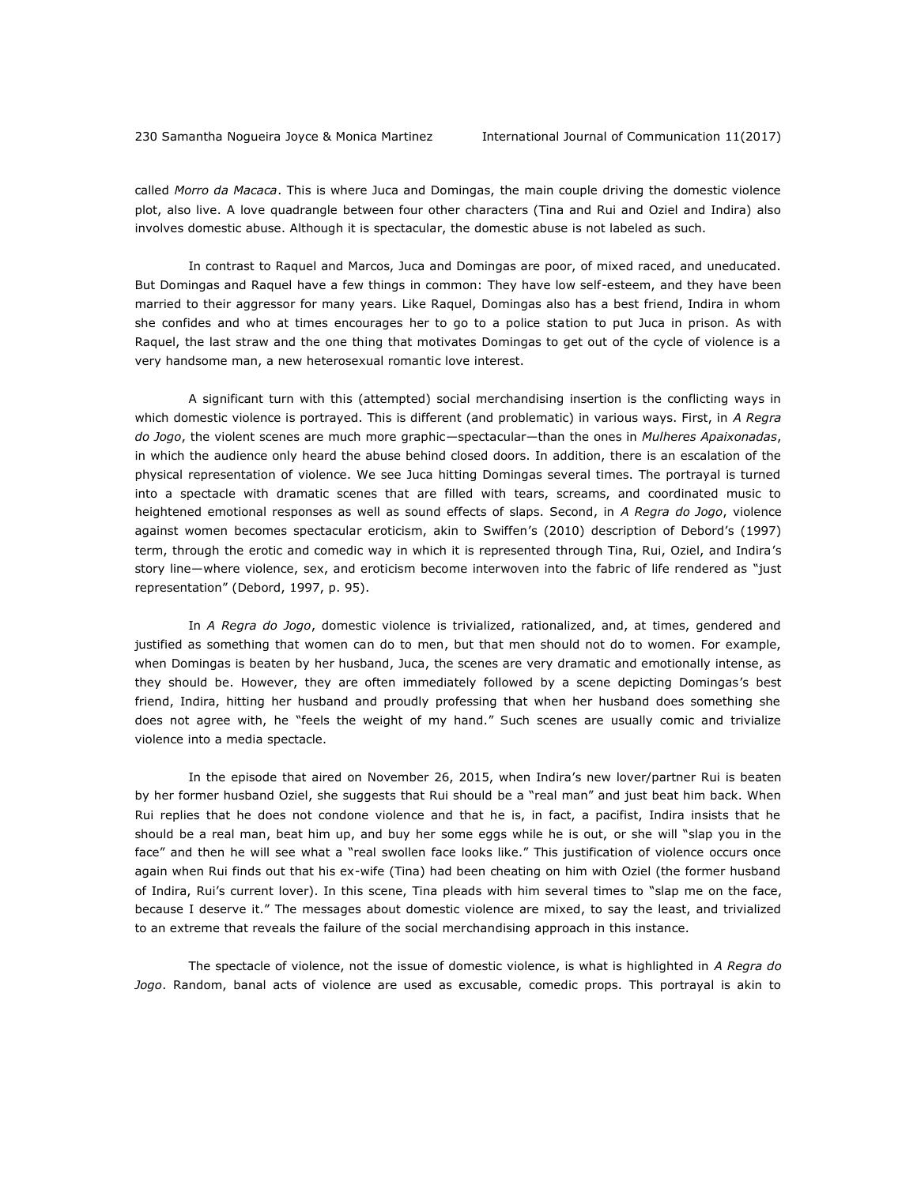called *Morro da Macaca*. This is where Juca and Domingas, the main couple driving the domestic violence plot, also live. A love quadrangle between four other characters (Tina and Rui and Oziel and Indira) also involves domestic abuse. Although it is spectacular, the domestic abuse is not labeled as such.

In contrast to Raquel and Marcos, Juca and Domingas are poor, of mixed raced, and uneducated. But Domingas and Raquel have a few things in common: They have low self-esteem, and they have been married to their aggressor for many years. Like Raquel, Domingas also has a best friend, Indira in whom she confides and who at times encourages her to go to a police station to put Juca in prison. As with Raquel, the last straw and the one thing that motivates Domingas to get out of the cycle of violence is a very handsome man, a new heterosexual romantic love interest.

A significant turn with this (attempted) social merchandising insertion is the conflicting ways in which domestic violence is portrayed. This is different (and problematic) in various ways. First, in *A Regra do Jogo*, the violent scenes are much more graphic—spectacular—than the ones in *Mulheres Apaixonadas*, in which the audience only heard the abuse behind closed doors. In addition, there is an escalation of the physical representation of violence. We see Juca hitting Domingas several times. The portrayal is turned into a spectacle with dramatic scenes that are filled with tears, screams, and coordinated music to heightened emotional responses as well as sound effects of slaps. Second, in *A Regra do Jogo*, violence against women becomes spectacular eroticism, akin to Swiffen's (2010) description of Debord's (1997) term, through the erotic and comedic way in which it is represented through Tina, Rui, Oziel, and Indira's story line—where violence, sex, and eroticism become interwoven into the fabric of life rendered as "just representation" (Debord, 1997, p. 95).

In *A Regra do Jogo*, domestic violence is trivialized, rationalized, and, at times, gendered and justified as something that women can do to men, but that men should not do to women. For example, when Domingas is beaten by her husband, Juca, the scenes are very dramatic and emotionally intense, as they should be. However, they are often immediately followed by a scene depicting Domingas's best friend, Indira, hitting her husband and proudly professing that when her husband does something she does not agree with, he "feels the weight of my hand." Such scenes are usually comic and trivialize violence into a media spectacle.

In the episode that aired on November 26, 2015, when Indira's new lover/partner Rui is beaten by her former husband Oziel, she suggests that Rui should be a "real man" and just beat him back. When Rui replies that he does not condone violence and that he is, in fact, a pacifist, Indira insists that he should be a real man, beat him up, and buy her some eggs while he is out, or she will "slap you in the face" and then he will see what a "real swollen face looks like." This justification of violence occurs once again when Rui finds out that his ex-wife (Tina) had been cheating on him with Oziel (the former husband of Indira, Rui's current lover). In this scene, Tina pleads with him several times to "slap me on the face, because I deserve it." The messages about domestic violence are mixed, to say the least, and trivialized to an extreme that reveals the failure of the social merchandising approach in this instance.

The spectacle of violence, not the issue of domestic violence, is what is highlighted in *A Regra do Jogo*. Random, banal acts of violence are used as excusable, comedic props. This portrayal is akin to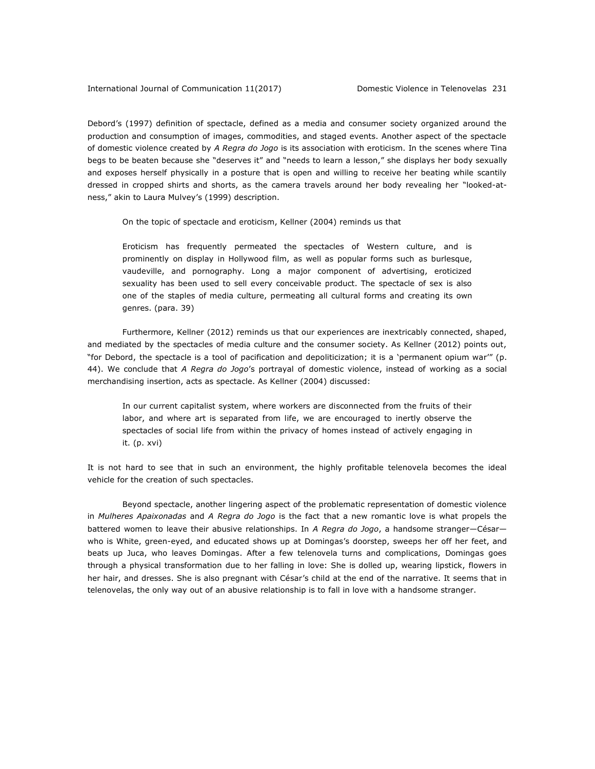Debord's (1997) definition of spectacle, defined as a media and consumer society organized around the production and consumption of images, commodities, and staged events. Another aspect of the spectacle of domestic violence created by *A Regra do Jogo* is its association with eroticism. In the scenes where Tina begs to be beaten because she "deserves it" and "needs to learn a lesson," she displays her body sexually and exposes herself physically in a posture that is open and willing to receive her beating while scantily dressed in cropped shirts and shorts, as the camera travels around her body revealing her "looked-at-ness," akin to Laura Mulvey's (1999) description.

On the topic of spectacle and eroticism, Kellner (2004) reminds us that

> Eroticism has frequently permeated the spectacles of Western culture, and is prominently on display in Hollywood film, as well as popular forms such as burlesque, vaudeville, and pornography. Long a major component of advertising, eroticized sexuality has been used to sell every conceivable product. The spectacle of sex is also one of the staples of media culture, permeating all cultural forms and creating its own genres. (para. 39)

Furthermore, Kellner (2012) reminds us that our experiences are inextricably connected, shaped, and mediated by the spectacles of media culture and the consumer society. As Kellner (2012) points out, "for Debord, the spectacle is a tool of pacification and depoliticization; it is a 'permanent opium war'" (p. 44). We conclude that *A Regra do Jogo*'s portrayal of domestic violence, instead of working as a social merchandising insertion, acts as spectacle. As Kellner (2004) discussed:

> In our current capitalist system, where workers are disconnected from the fruits of their labor, and where art is separated from life, we are encouraged to inertly observe the spectacles of social life from within the privacy of homes instead of actively engaging in it. (p. xvi)

It is not hard to see that in such an environment, the highly profitable telenovela becomes the ideal vehicle for the creation of such spectacles.

Beyond spectacle, another lingering aspect of the problematic representation of domestic violence in *Mulheres Apaixonadas* and *A Regra do Jogo* is the fact that a new romantic love is what propels the battered women to leave their abusive relationships. In *A Regra do Jogo*, a handsome stranger—César—who is White, green-eyed, and educated shows up at Domingas's doorstep, sweeps her off her feet, and beats up Juca, who leaves Domingas. After a few telenovela turns and complications, Domingas goes through a physical transformation due to her falling in love: She is dolled up, wearing lipstick, flowers in her hair, and dresses. She is also pregnant with César's child at the end of the narrative. It seems that in telenovelas, the only way out of an abusive relationship is to fall in love with a handsome stranger.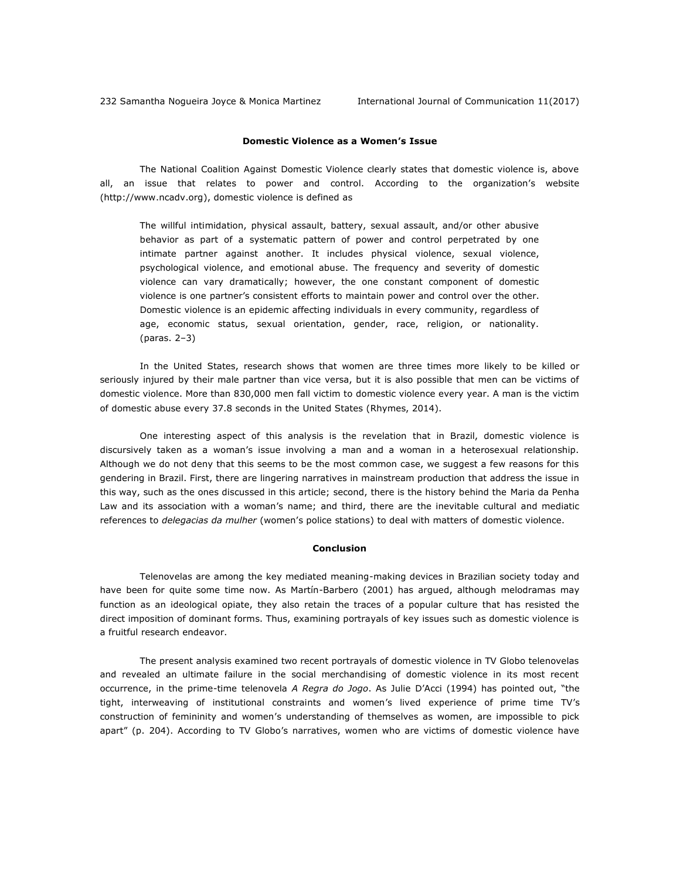### Domestic Violence as a Women's Issue

The National Coalition Against Domestic Violence clearly states that domestic violence is, above all, an issue that relates to power and control. According to the organization's website (http://www.ncadv.org), domestic violence is defined as

> The willful intimidation, physical assault, battery, sexual assault, and/or other abusive behavior as part of a systematic pattern of power and control perpetrated by one intimate partner against another. It includes physical violence, sexual violence, psychological violence, and emotional abuse. The frequency and severity of domestic violence can vary dramatically; however, the one constant component of domestic violence is one partner's consistent efforts to maintain power and control over the other. Domestic violence is an epidemic affecting individuals in every community, regardless of age, economic status, sexual orientation, gender, race, religion, or nationality. (paras. 2–3)

In the United States, research shows that women are three times more likely to be killed or seriously injured by their male partner than vice versa, but it is also possible that men can be victims of domestic violence. More than 830,000 men fall victim to domestic violence every year. A man is the victim of domestic abuse every 37.8 seconds in the United States (Rhymes, 2014).

One interesting aspect of this analysis is the revelation that in Brazil, domestic violence is discursively taken as a woman's issue involving a man and a woman in a heterosexual relationship. Although we do not deny that this seems to be the most common case, we suggest a few reasons for this gendering in Brazil. First, there are lingering narratives in mainstream production that address the issue in this way, such as the ones discussed in this article; second, there is the history behind the Maria da Penha Law and its association with a woman's name; and third, there are the inevitable cultural and mediatic references to *delegacias da mulher* (women's police stations) to deal with matters of domestic violence.

### Conclusion

Telenovelas are among the key mediated meaning-making devices in Brazilian society today and have been for quite some time now. As Martín-Barbero (2001) has argued, although melodramas may function as an ideological opiate, they also retain the traces of a popular culture that has resisted the direct imposition of dominant forms. Thus, examining portrayals of key issues such as domestic violence is a fruitful research endeavor.

The present analysis examined two recent portrayals of domestic violence in TV Globo telenovelas and revealed an ultimate failure in the social merchandising of domestic violence in its most recent occurrence, in the prime-time telenovela *A Regra do Jogo*. As Julie D'Acci (1994) has pointed out, "the tight, interweaving of institutional constraints and women's lived experience of prime time TV's construction of femininity and women's understanding of themselves as women, are impossible to pick apart" (p. 204). According to TV Globo's narratives, women who are victims of domestic violence have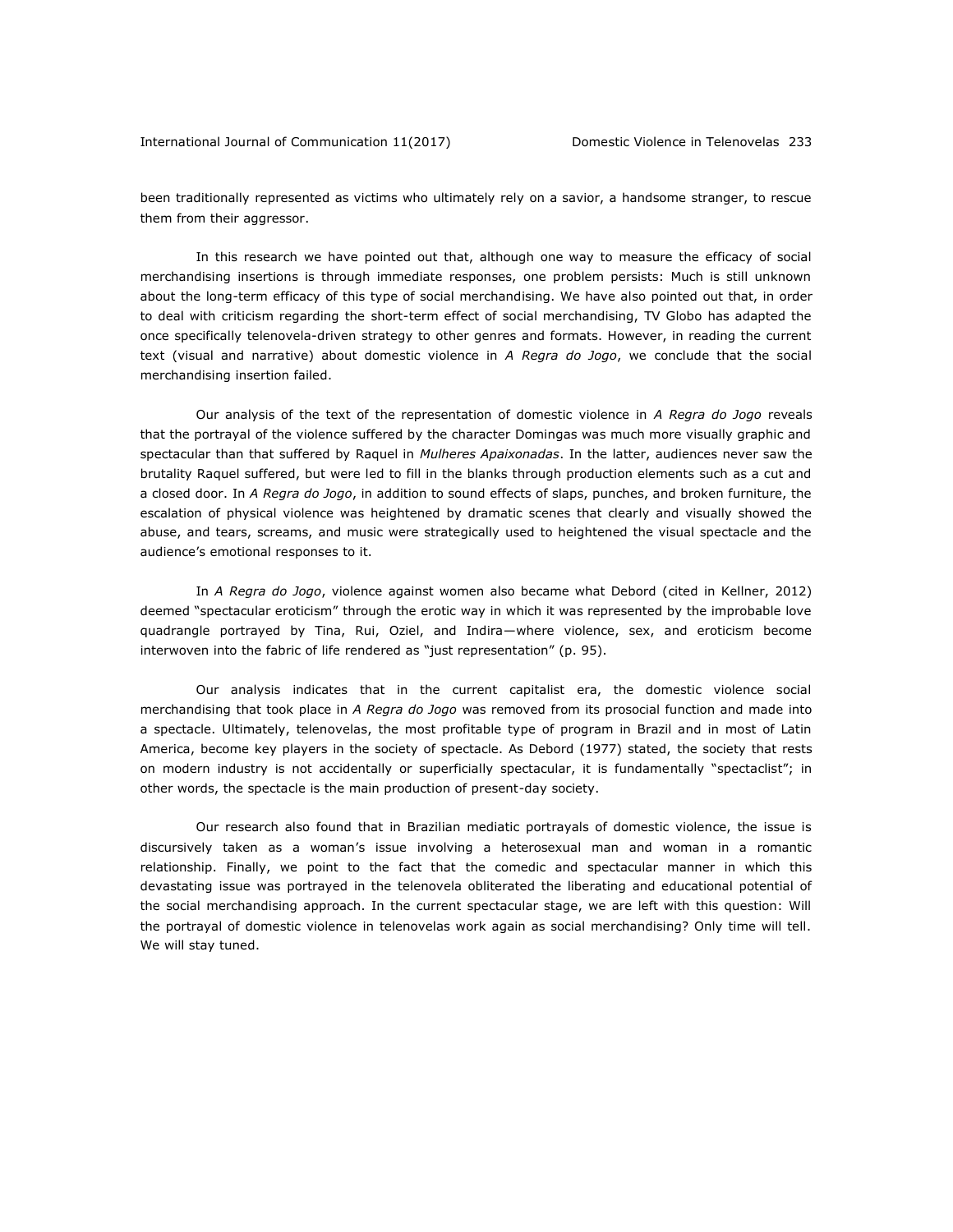been traditionally represented as victims who ultimately rely on a savior, a handsome stranger, to rescue them from their aggressor.

In this research we have pointed out that, although one way to measure the efficacy of social merchandising insertions is through immediate responses, one problem persists: Much is still unknown about the long-term efficacy of this type of social merchandising. We have also pointed out that, in order to deal with criticism regarding the short-term effect of social merchandising, TV Globo has adapted the once specifically telenovela-driven strategy to other genres and formats. However, in reading the current text (visual and narrative) about domestic violence in *A Regra do Jogo*, we conclude that the social merchandising insertion failed.

Our analysis of the text of the representation of domestic violence in *A Regra do Jogo* reveals that the portrayal of the violence suffered by the character Domingas was much more visually graphic and spectacular than that suffered by Raquel in *Mulheres Apaixonadas*. In the latter, audiences never saw the brutality Raquel suffered, but were led to fill in the blanks through production elements such as a cut and a closed door. In *A Regra do Jogo*, in addition to sound effects of slaps, punches, and broken furniture, the escalation of physical violence was heightened by dramatic scenes that clearly and visually showed the abuse, and tears, screams, and music were strategically used to heightened the visual spectacle and the audience's emotional responses to it.

In *A Regra do Jogo*, violence against women also became what Debord (cited in Kellner, 2012) deemed "spectacular eroticism" through the erotic way in which it was represented by the improbable love quadrangle portrayed by Tina, Rui, Oziel, and Indira—where violence, sex, and eroticism become interwoven into the fabric of life rendered as "just representation" (p. 95).

Our analysis indicates that in the current capitalist era, the domestic violence social merchandising that took place in *A Regra do Jogo* was removed from its prosocial function and made into a spectacle. Ultimately, telenovelas, the most profitable type of program in Brazil and in most of Latin America, become key players in the society of spectacle. As Debord (1977) stated, the society that rests on modern industry is not accidentally or superficially spectacular, it is fundamentally "spectaclist"; in other words, the spectacle is the main production of present-day society.

Our research also found that in Brazilian mediatic portrayals of domestic violence, the issue is discursively taken as a woman's issue involving a heterosexual man and woman in a romantic relationship. Finally, we point to the fact that the comedic and spectacular manner in which this devastating issue was portrayed in the telenovela obliterated the liberating and educational potential of the social merchandising approach. In the current spectacular stage, we are left with this question: Will the portrayal of domestic violence in telenovelas work again as social merchandising? Only time will tell. We will stay tuned.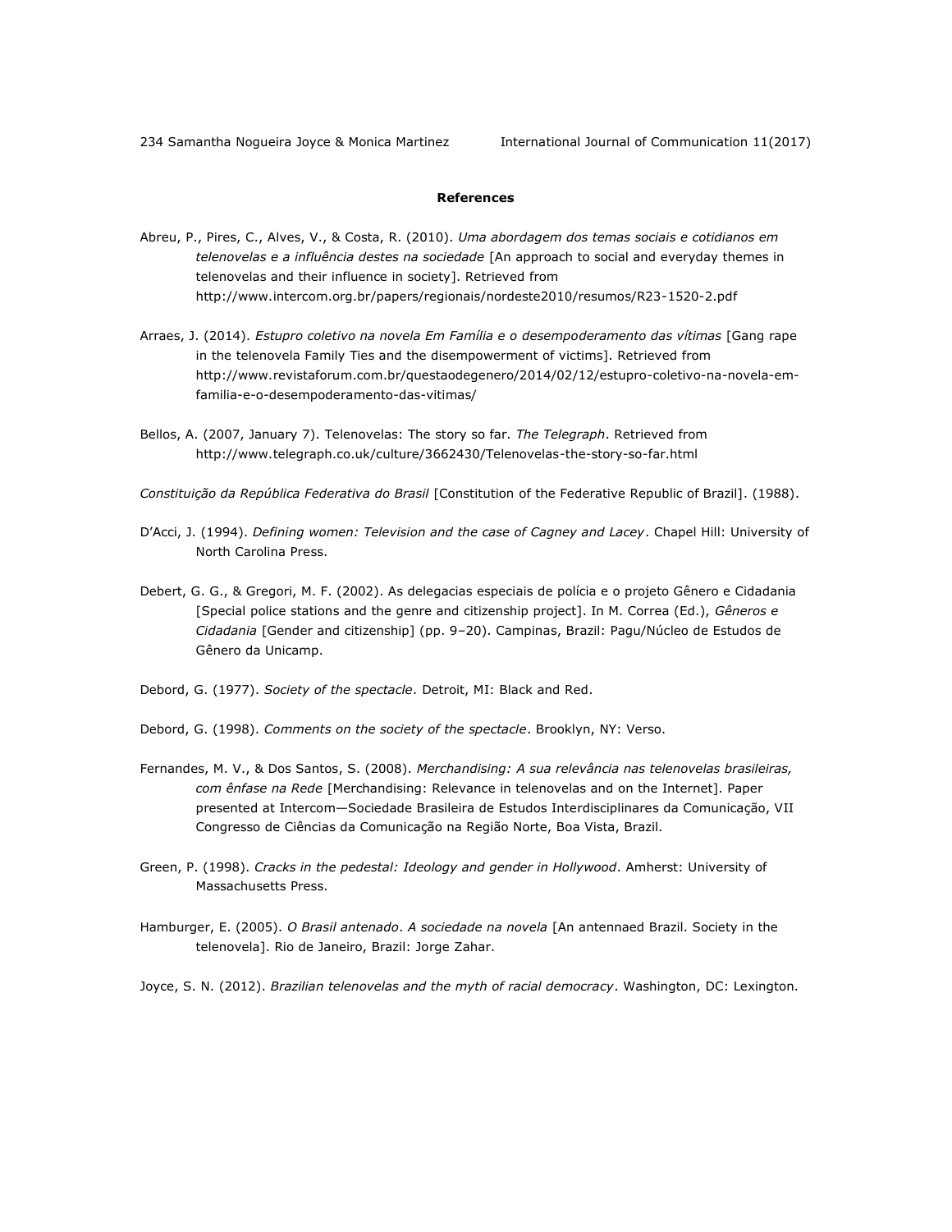## References

Abreu, P., Pires, C., Alves, V., & Costa, R. (2010). *Uma abordagem dos temas sociais e cotidianos em telenovelas e a influência destes na sociedade* [An approach to social and everyday themes in telenovelas and their influence in society]. Retrieved from http://www.intercom.org.br/papers/regionais/nordeste2010/resumos/R23-1520-2.pdf

Arraes, J. (2014). *Estupro coletivo na novela Em Família e o desempoderamento das vítimas* [Gang rape in the telenovela Family Ties and the disempowerment of victims]. Retrieved from http://www.revistaforum.com.br/questaodegenero/2014/02/12/estupro-coletivo-na-novela-em-familia-e-o-desempoderamento-das-vitimas/

Bellos, A. (2007, January 7). Telenovelas: The story so far. *The Telegraph*. Retrieved from http://www.telegraph.co.uk/culture/3662430/Telenovelas-the-story-so-far.html

*Constituição da República Federativa do Brasil* [Constitution of the Federative Republic of Brazil]. (1988).

D'Acci, J. (1994). *Defining women: Television and the case of Cagney and Lacey*. Chapel Hill: University of North Carolina Press.

Debert, G. G., & Gregori, M. F. (2002). As delegacias especiais de polícia e o projeto Gênero e Cidadania [Special police stations and the genre and citizenship project]. In M. Correa (Ed.), *Gêneros e Cidadania* [Gender and citizenship] (pp. 9–20). Campinas, Brazil: Pagu/Núcleo de Estudos de Gênero da Unicamp.

Debord, G. (1977). *Society of the spectacle*. Detroit, MI: Black and Red.

Debord, G. (1998). *Comments on the society of the spectacle*. Brooklyn, NY: Verso.

Fernandes, M. V., & Dos Santos, S. (2008). *Merchandising: A sua relevância nas telenovelas brasileiras, com ênfase na Rede* [Merchandising: Relevance in telenovelas and on the Internet]. Paper presented at Intercom—Sociedade Brasileira de Estudos Interdisciplinares da Comunicação, VII Congresso de Ciências da Comunicação na Região Norte, Boa Vista, Brazil.

Green, P. (1998). *Cracks in the pedestal: Ideology and gender in Hollywood*. Amherst: University of Massachusetts Press.

Hamburger, E. (2005). *O Brasil antenado*. *A sociedade na novela* [An antennaed Brazil. Society in the telenovela]. Rio de Janeiro, Brazil: Jorge Zahar.

Joyce, S. N. (2012). *Brazilian telenovelas and the myth of racial democracy*. Washington, DC: Lexington.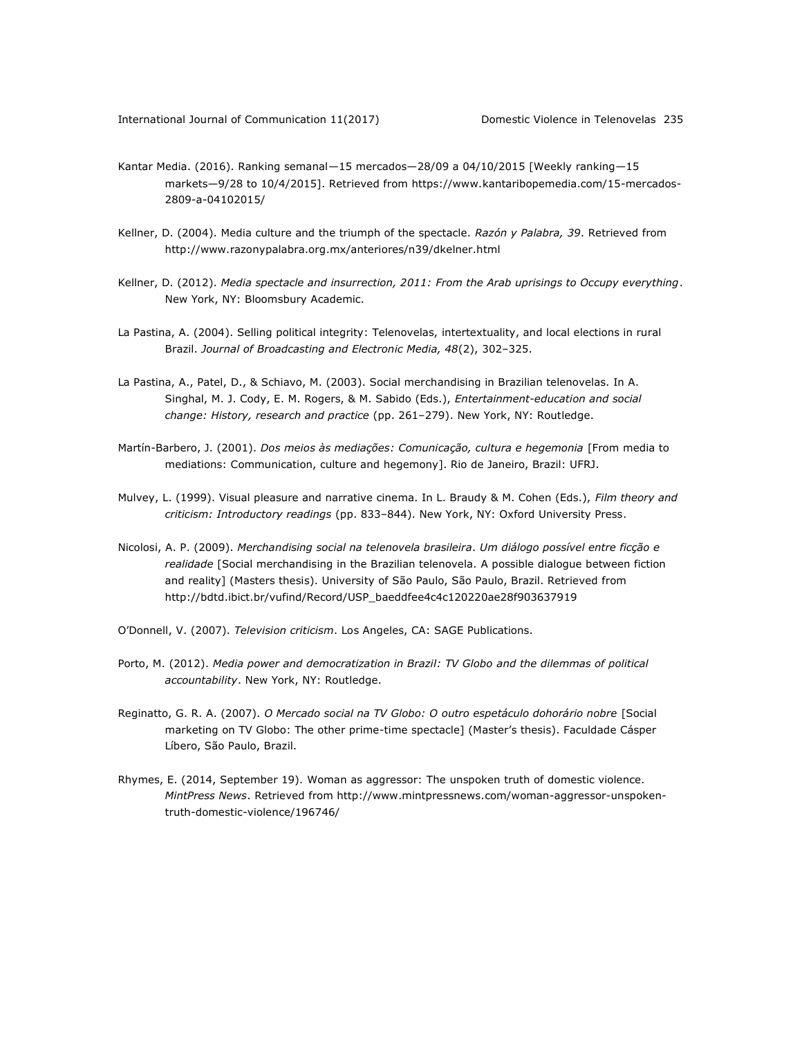Kantar Media. (2016). Ranking semanal—15 mercados—28/09 a 04/10/2015 [Weekly ranking—15 markets—9/28 to 10/4/2015]. Retrieved from https://www.kantaribopemedia.com/15-mercados-2809-a-04102015/

Kellner, D. (2004). Media culture and the triumph of the spectacle. *Razón y Palabra, 39*. Retrieved from http://www.razonypalabra.org.mx/anteriores/n39/dkelner.html

Kellner, D. (2012). *Media spectacle and insurrection, 2011: From the Arab uprisings to Occupy everything*. New York, NY: Bloomsbury Academic.

La Pastina, A. (2004). Selling political integrity: Telenovelas, intertextuality, and local elections in rural Brazil. *Journal of Broadcasting and Electronic Media, 48*(2), 302–325.

La Pastina, A., Patel, D., & Schiavo, M. (2003). Social merchandising in Brazilian telenovelas. In A. Singhal, M. J. Cody, E. M. Rogers, & M. Sabido (Eds.), *Entertainment-education and social change: History, research and practice* (pp. 261–279). New York, NY: Routledge.

Martín-Barbero, J. (2001). *Dos meios às mediações: Comunicação, cultura e hegemonia* [From media to mediations: Communication, culture and hegemony]. Rio de Janeiro, Brazil: UFRJ.

Mulvey, L. (1999). Visual pleasure and narrative cinema. In L. Braudy & M. Cohen (Eds.), *Film theory and criticism: Introductory readings* (pp. 833–844). New York, NY: Oxford University Press.

Nicolosi, A. P. (2009). *Merchandising social na telenovela brasileira. Um diálogo possível entre ficção e realidade* [Social merchandising in the Brazilian telenovela. A possible dialogue between fiction and reality] (Masters thesis). University of São Paulo, São Paulo, Brazil. Retrieved from http://bdtd.ibict.br/vufind/Record/USP_baeddfee4c4c120220ae28f903637919

O'Donnell, V. (2007). *Television criticism*. Los Angeles, CA: SAGE Publications.

Porto, M. (2012). *Media power and democratization in Brazil: TV Globo and the dilemmas of political accountability*. New York, NY: Routledge.

Reginatto, G. R. A. (2007). *O Mercado social na TV Globo: O outro espetáculo dohorário nobre* [Social marketing on TV Globo: The other prime-time spectacle] (Master's thesis). Faculdade Cásper Líbero, São Paulo, Brazil.

Rhymes, E. (2014, September 19). Woman as aggressor: The unspoken truth of domestic violence. *MintPress News*. Retrieved from http://www.mintpressnews.com/woman-aggressor-unspoken-truth-domestic-violence/196746/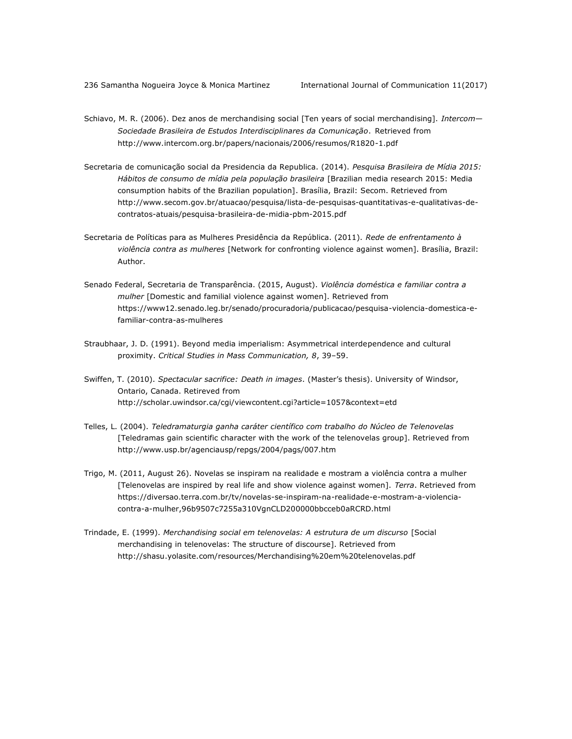Schiavo, M. R. (2006). Dez anos de merchandising social [Ten years of social merchandising]. *Intercom—Sociedade Brasileira de Estudos Interdisciplinares da Comunicação*. Retrieved from http://www.intercom.org.br/papers/nacionais/2006/resumos/R1820-1.pdf

Secretaria de comunicação social da Presidencia da Republica. (2014). *Pesquisa Brasileira de Mídia 2015: Hábitos de consumo de mídia pela população brasileira* [Brazilian media research 2015: Media consumption habits of the Brazilian population]. Brasília, Brazil: Secom. Retrieved from http://www.secom.gov.br/atuacao/pesquisa/lista-de-pesquisas-quantitativas-e-qualitativas-de-contratos-atuais/pesquisa-brasileira-de-midia-pbm-2015.pdf

Secretaria de Políticas para as Mulheres Presidência da República. (2011). *Rede de enfrentamento à violência contra as mulheres* [Network for confronting violence against women]. Brasília, Brazil: Author.

Senado Federal, Secretaria de Transparência. (2015, August). *Violência doméstica e familiar contra a mulher* [Domestic and familial violence against women]. Retrieved from https://www12.senado.leg.br/senado/procuradoria/publicacao/pesquisa-violencia-domestica-e-familiar-contra-as-mulheres

Straubhaar, J. D. (1991). Beyond media imperialism: Asymmetrical interdependence and cultural proximity. *Critical Studies in Mass Communication, 8*, 39–59.

Swiffen, T. (2010). *Spectacular sacrifice: Death in images*. (Master's thesis). University of Windsor, Ontario, Canada. Retireved from http://scholar.uwindsor.ca/cgi/viewcontent.cgi?article=1057&context=etd

Telles, L. (2004). *Teledramaturgia ganha caráter científico com trabalho do Núcleo de Telenovelas* [Teledramas gain scientific character with the work of the telenovelas group]. Retrieved from http://www.usp.br/agenciausp/repgs/2004/pags/007.htm

Trigo, M. (2011, August 26). Novelas se inspiram na realidade e mostram a violência contra a mulher [Telenovelas are inspired by real life and show violence against women]. *Terra*. Retrieved from https://diversao.terra.com.br/tv/novelas-se-inspiram-na-realidade-e-mostram-a-violencia-contra-a-mulher,96b9507c7255a310VgnCLD200000bbcceb0aRCRD.html

Trindade, E. (1999). *Merchandising social em telenovelas: A estrutura de um discurso* [Social merchandising in telenovelas: The structure of discourse]. Retrieved from http://shasu.yolasite.com/resources/Merchandising%20em%20telenovelas.pdf